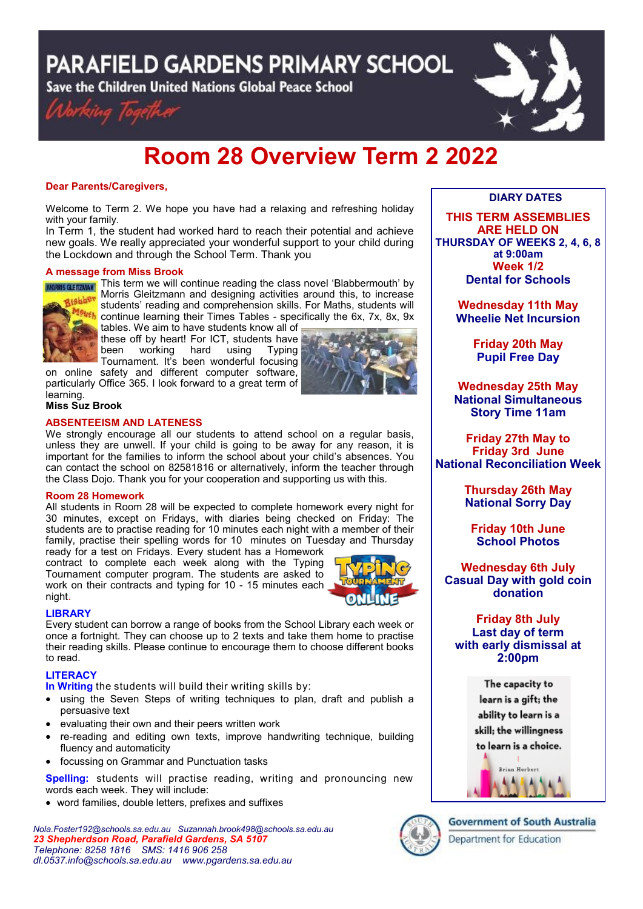# PARAFIELD GARDENS PRIMARY SCHOOL

**Save the Children United Nations Global Peace School**

*Working Together*

# Room 28 Overview Term 2 2022

**Dear Parents/Caregivers,**

Welcome to Term 2. We hope you have had a relaxing and refreshing holiday with your family.
In Term 1, the student had worked hard to reach their potential and achieve new goals. We really appreciated your wonderful support to your child during the Lockdown and through the School Term. Thank you

## A message from Miss Brook

This term we will continue reading the class novel 'Blabbermouth' by Morris Gleitzmann and designing activities around this, to increase students' reading and comprehension skills. For Maths, students will continue learning their Times Tables - specifically the 6x, 7x, 8x, 9x tables. We aim to have students know all of these off by heart! For ICT, students have been working hard using Typing Tournament. It's been wonderful focusing on online safety and different computer software, particularly Office 365. I look forward to a great term of learning.

**Miss Suz Brook**

## ABSENTEEISM AND LATENESS

We strongly encourage all our students to attend school on a regular basis, unless they are unwell. If your child is going to be away for any reason, it is important for the families to inform the school about your child's absences. You can contact the school on 82581816 or alternatively, inform the teacher through the Class Dojo. Thank you for your cooperation and supporting us with this.

## Room 28 Homework

All students in Room 28 will be expected to complete homework every night for 30 minutes, except on Fridays, with diaries being checked on Friday: The students are to practise reading for 10 minutes each night with a member of their family, practise their spelling words for 10 minutes on Tuesday and Thursday ready for a test on Fridays. Every student has a Homework contract to complete each week along with the Typing Tournament computer program. The students are asked to work on their contracts and typing for 10 - 15 minutes each night.

## LIBRARY

Every student can borrow a range of books from the School Library each week or once a fortnight. They can choose up to 2 texts and take them home to practise their reading skills. Please continue to encourage them to choose different books to read.

## LITERACY

**In Writing** the students will build their writing skills by:

- using the Seven Steps of writing techniques to plan, draft and publish a persuasive text
- evaluating their own and their peers written work
- re-reading and editing own texts, improve handwriting technique, building fluency and automaticity
- focussing on Grammar and Punctuation tasks

**Spelling:** students will practise reading, writing and pronouncing new words each week. They will include:

- word families, double letters, prefixes and suffixes

## DIARY DATES

**THIS TERM ASSEMBLIES ARE HELD ON THURSDAY OF WEEKS 2, 4, 6, 8 at 9:00am**

**Week 1/2**
Dental for Schools

**Wednesday 11th May**
Wheelie Net Incursion

**Friday 20th May**
Pupil Free Day

**Wednesday 25th May**
National Simultaneous Story Time 11am

**Friday 27th May to Friday 3rd June**
National Reconciliation Week

**Thursday 26th May**
National Sorry Day

**Friday 10th June**
School Photos

**Wednesday 6th July**
Casual Day with gold coin donation

**Friday 8th July**
Last day of term with early dismissal at 2:00pm

The capacity to learn is a gift; the ability to learn is a skill; the willingness to learn is a choice.
Brian Herbert

*Nola.Foster192@schools.sa.edu.au Suzannah.brook498@schools.sa.edu.au*
***23 Shepherdson Road, Parafield Gardens, SA 5107***
*Telephone: 8258 1816 SMS: 1416 906 258*
*dl.0537.info@schools.sa.edu.au www.pgardens.sa.edu.au*

Government of South Australia
Department for Education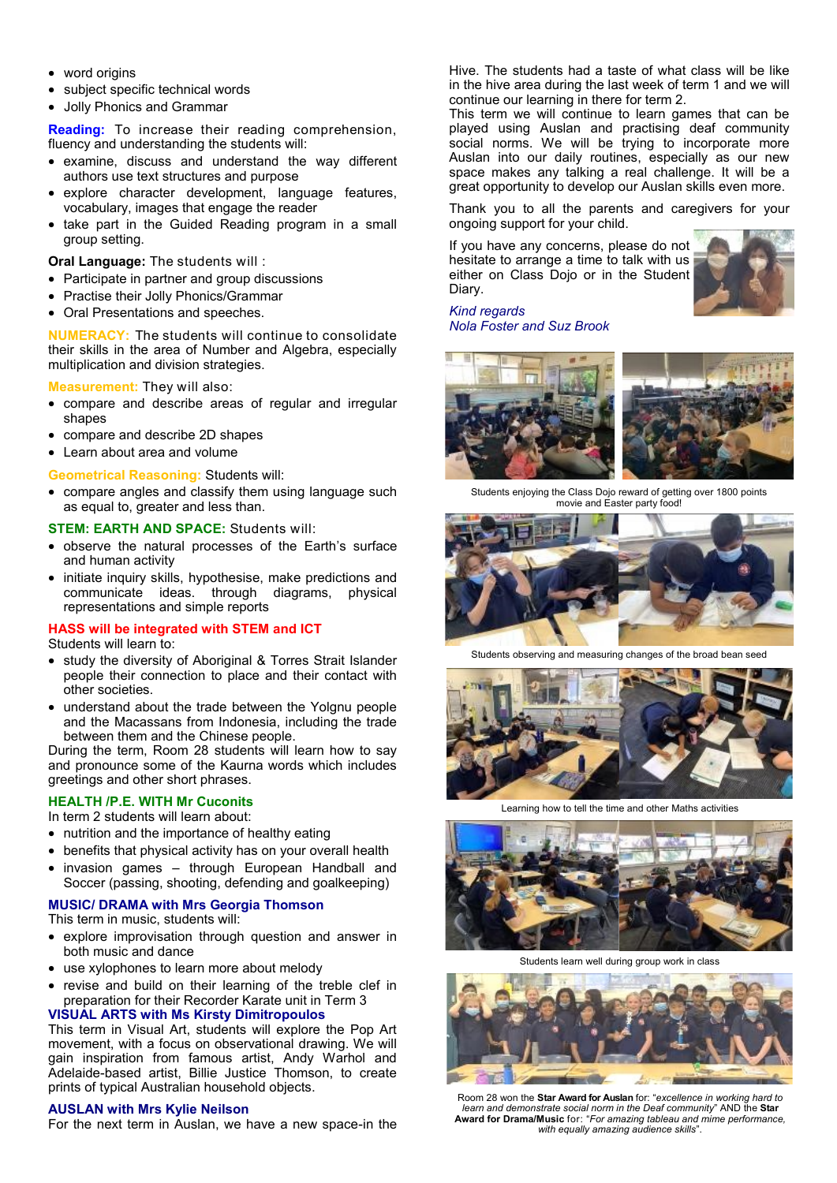- word origins
- subject specific technical words
- Jolly Phonics and Grammar

**Reading:** To increase their reading comprehension, fluency and understanding the students will:

- examine, discuss and understand the way different authors use text structures and purpose
- explore character development, language features, vocabulary, images that engage the reader
- take part in the Guided Reading program in a small group setting.

**Oral Language:** The students will :

- Participate in partner and group discussions
- Practise their Jolly Phonics/Grammar
- Oral Presentations and speeches.

**NUMERACY:** The students will continue to consolidate their skills in the area of Number and Algebra, especially multiplication and division strategies.

**Measurement:** They will also:

- compare and describe areas of regular and irregular shapes
- compare and describe 2D shapes
- Learn about area and volume

**Geometrical Reasoning:** Students will:

- compare angles and classify them using language such as equal to, greater and less than.

**STEM: EARTH AND SPACE:** Students will:

- observe the natural processes of the Earth's surface and human activity
- initiate inquiry skills, hypothesise, make predictions and communicate ideas. through diagrams, physical representations and simple reports

**HASS will be integrated with STEM and ICT**

Students will learn to:

- study the diversity of Aboriginal & Torres Strait Islander people their connection to place and their contact with other societies.
- understand about the trade between the Yolgnu people and the Macassans from Indonesia, including the trade between them and the Chinese people.

During the term, Room 28 students will learn how to say and pronounce some of the Kaurna words which includes greetings and other short phrases.

**HEALTH /P.E. WITH Mr Cuconits**

In term 2 students will learn about:

- nutrition and the importance of healthy eating
- benefits that physical activity has on your overall health
- invasion games – through European Handball and Soccer (passing, shooting, defending and goalkeeping)

**MUSIC/ DRAMA with Mrs Georgia Thomson**

This term in music, students will:

- explore improvisation through question and answer in both music and dance
- use xylophones to learn more about melody
- revise and build on their learning of the treble clef in preparation for their Recorder Karate unit in Term 3

**VISUAL ARTS with Ms Kirsty Dimitropoulos**

This term in Visual Art, students will explore the Pop Art movement, with a focus on observational drawing. We will gain inspiration from famous artist, Andy Warhol and Adelaide-based artist, Billie Justice Thomson, to create prints of typical Australian household objects.

**AUSLAN with Mrs Kylie Neilson**

For the next term in Auslan, we have a new space-in the Hive. The students had a taste of what class will be like in the hive area during the last week of term 1 and we will continue our learning in there for term 2.
This term we will continue to learn games that can be played using Auslan and practising deaf community social norms. We will be trying to incorporate more Auslan into our daily routines, especially as our new space makes any talking a real challenge. It will be a great opportunity to develop our Auslan skills even more.

Thank you to all the parents and caregivers for your ongoing support for your child.

If you have any concerns, please do not hesitate to arrange a time to talk with us either on Class Dojo or in the Student Diary.

*Kind regards*
*Nola Foster and Suz Brook*

Students enjoying the Class Dojo reward of getting over 1800 points movie and Easter party food!

Students observing and measuring changes of the broad bean seed

Learning how to tell the time and other Maths activities

Students learn well during group work in class

Room 28 won the **Star Award for Auslan** for: "*excellence in working hard to learn and demonstrate social norm in the Deaf community*" AND the **Star Award for Drama/Music** for: "*For amazing tableau and mime performance, with equally amazing audience skills*".